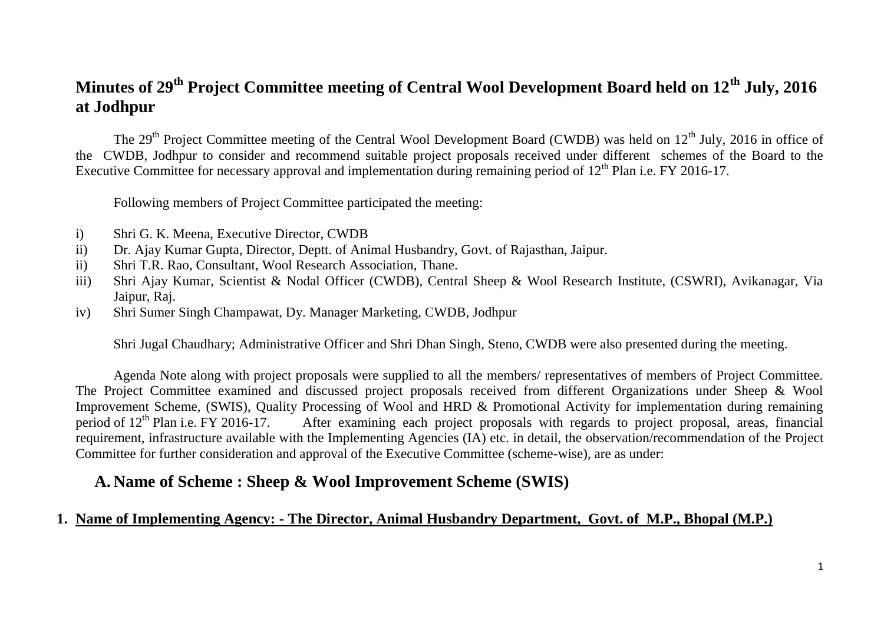# Minutes of 29th Project Committee meeting of Central Wool Development Board held on 12th July, 2016 at Jodhpur

The 29th Project Committee meeting of the Central Wool Development Board (CWDB) was held on 12th July, 2016 in office of the CWDB, Jodhpur to consider and recommend suitable project proposals received under different schemes of the Board to the Executive Committee for necessary approval and implementation during remaining period of 12th Plan i.e. FY 2016-17.

Following members of Project Committee participated the meeting:

i) Shri G. K. Meena, Executive Director, CWDB
ii) Dr. Ajay Kumar Gupta, Director, Deptt. of Animal Husbandry, Govt. of Rajasthan, Jaipur.
ii) Shri T.R. Rao, Consultant, Wool Research Association, Thane.
iii) Shri Ajay Kumar, Scientist & Nodal Officer (CWDB), Central Sheep & Wool Research Institute, (CSWRI), Avikanagar, Via Jaipur, Raj.
iv) Shri Sumer Singh Champawat, Dy. Manager Marketing, CWDB, Jodhpur

Shri Jugal Chaudhary; Administrative Officer and Shri Dhan Singh, Steno, CWDB were also presented during the meeting.

Agenda Note along with project proposals were supplied to all the members/ representatives of members of Project Committee. The Project Committee examined and discussed project proposals received from different Organizations under Sheep & Wool Improvement Scheme, (SWIS), Quality Processing of Wool and HRD & Promotional Activity for implementation during remaining period of 12th Plan i.e. FY 2016-17. After examining each project proposals with regards to project proposal, areas, financial requirement, infrastructure available with the Implementing Agencies (IA) etc. in detail, the observation/recommendation of the Project Committee for further consideration and approval of the Executive Committee (scheme-wise), are as under:

## A. Name of Scheme : Sheep & Wool Improvement Scheme (SWIS)

### 1. Name of Implementing Agency: - The Director, Animal Husbandry Department, Govt. of M.P., Bhopal (M.P.)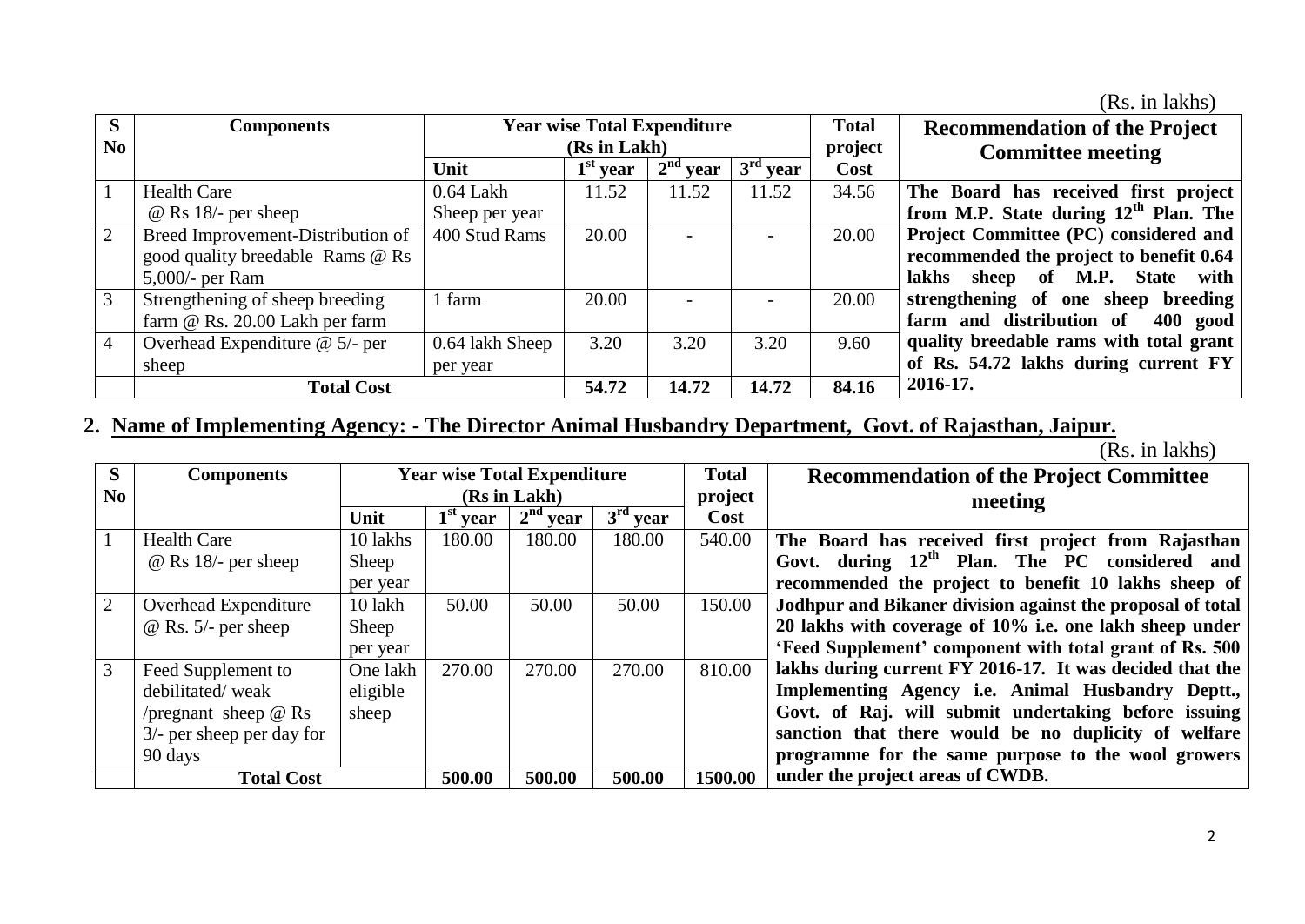(Rs. in lakhs)

| S No | Components | Year wise Total Expenditure (Rs in Lakh) | | | | Total project Cost | Recommendation of the Project Committee meeting |
|---|---|---|---|---|---|---|---|
| | | Unit | 1st year | 2nd year | 3rd year | | |
| 1 | Health Care @ Rs 18/- per sheep | 0.64 Lakh Sheep per year | 11.52 | 11.52 | 11.52 | 34.56 | **The Board has received first project from M.P. State during 12th Plan. The Project Committee (PC) considered and recommended the project to benefit 0.64 lakhs sheep of M.P. State with strengthening of one sheep breeding farm and distribution of 400 good quality breedable rams with total grant of Rs. 54.72 lakhs during current FY 2016-17.** |
| 2 | Breed Improvement-Distribution of good quality breedable Rams @ Rs 5,000/- per Ram | 400 Stud Rams | 20.00 | - | - | 20.00 | |
| 3 | Strengthening of sheep breeding farm @ Rs. 20.00 Lakh per farm | 1 farm | 20.00 | - | - | 20.00 | |
| 4 | Overhead Expenditure @ 5/- per sheep | 0.64 lakh Sheep per year | 3.20 | 3.20 | 3.20 | 9.60 | |
| | **Total Cost** | | **54.72** | **14.72** | **14.72** | **84.16** | |

## 2. Name of Implementing Agency: - The Director Animal Husbandry Department, Govt. of Rajasthan, Jaipur.

(Rs. in lakhs)

| S No | Components | Year wise Total Expenditure (Rs in Lakh) | | | | Total project Cost | Recommendation of the Project Committee meeting |
|---|---|---|---|---|---|---|---|
| | | Unit | 1st year | 2nd year | 3rd year | | |
| 1 | Health Care @ Rs 18/- per sheep | 10 lakhs Sheep per year | 180.00 | 180.00 | 180.00 | 540.00 | **The Board has received first project from Rajasthan Govt. during 12th Plan. The PC considered and recommended the project to benefit 10 lakhs sheep of Jodhpur and Bikaner division against the proposal of total 20 lakhs with coverage of 10% i.e. one lakh sheep under 'Feed Supplement' component with total grant of Rs. 500 lakhs during current FY 2016-17. It was decided that the Implementing Agency i.e. Animal Husbandry Deptt., Govt. of Raj. will submit undertaking before issuing sanction that there would be no duplicity of welfare programme for the same purpose to the wool growers under the project areas of CWDB.** |
| 2 | Overhead Expenditure @ Rs. 5/- per sheep | 10 lakh Sheep per year | 50.00 | 50.00 | 50.00 | 150.00 | |
| 3 | Feed Supplement to debilitated/ weak /pregnant sheep @ Rs 3/- per sheep per day for 90 days | One lakh eligible sheep | 270.00 | 270.00 | 270.00 | 810.00 | |
| | **Total Cost** | | **500.00** | **500.00** | **500.00** | **1500.00** | |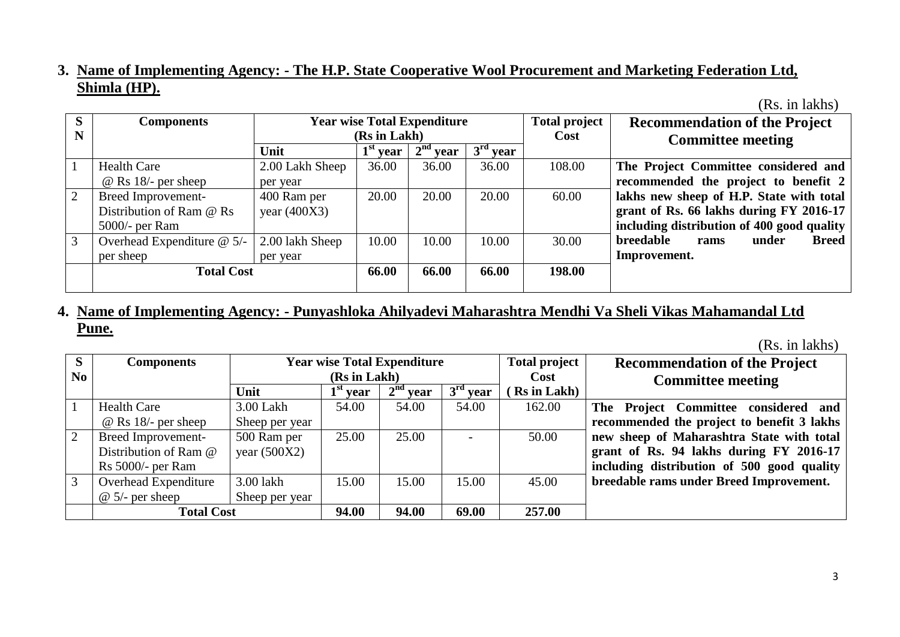3. **Name of Implementing Agency: - The H.P. State Cooperative Wool Procurement and Marketing Federation Ltd, Shimla (HP).**

(Rs. in lakhs)

| S N | Components | Year wise Total Expenditure (Rs in Lakh) | | | | Total project Cost | Recommendation of the Project Committee meeting |
|---|---|---|---|---|---|---|---|
| | | Unit | 1st year | 2nd year | 3rd year | | |
| 1 | Health Care @ Rs 18/- per sheep | 2.00 Lakh Sheep per year | 36.00 | 36.00 | 36.00 | 108.00 | **The Project Committee considered and recommended the project to benefit 2 lakhs new sheep of H.P. State with total grant of Rs. 66 lakhs during FY 2016-17 including distribution of 400 good quality breedable rams under Breed Improvement.** |
| 2 | Breed Improvement- Distribution of Ram @ Rs 5000/- per Ram | 400 Ram per year (400X3) | 20.00 | 20.00 | 20.00 | 60.00 | |
| 3 | Overhead Expenditure @ 5/- per sheep | 2.00 lakh Sheep per year | 10.00 | 10.00 | 10.00 | 30.00 | |
| | **Total Cost** | | **66.00** | **66.00** | **66.00** | **198.00** | |

4. **Name of Implementing Agency: - Punyashloka Ahilyadevi Maharashtra Mendhi Va Sheli Vikas Mahamandal Ltd Pune.**

(Rs. in lakhs)

| S No | Components | Year wise Total Expenditure (Rs in Lakh) | | | | Total project Cost ( Rs in Lakh) | Recommendation of the Project Committee meeting |
|---|---|---|---|---|---|---|---|
| | | Unit | 1st year | 2nd year | 3rd year | | |
| 1 | Health Care @ Rs 18/- per sheep | 3.00 Lakh Sheep per year | 54.00 | 54.00 | 54.00 | 162.00 | **The Project Committee considered and recommended the project to benefit 3 lakhs new sheep of Maharashtra State with total grant of Rs. 94 lakhs during FY 2016-17 including distribution of 500 good quality breedable rams under Breed Improvement.** |
| 2 | Breed Improvement- Distribution of Ram @ Rs 5000/- per Ram | 500 Ram per year (500X2) | 25.00 | 25.00 | - | 50.00 | |
| 3 | Overhead Expenditure @ 5/- per sheep | 3.00 lakh Sheep per year | 15.00 | 15.00 | 15.00 | 45.00 | |
| | **Total Cost** | | **94.00** | **94.00** | **69.00** | **257.00** | |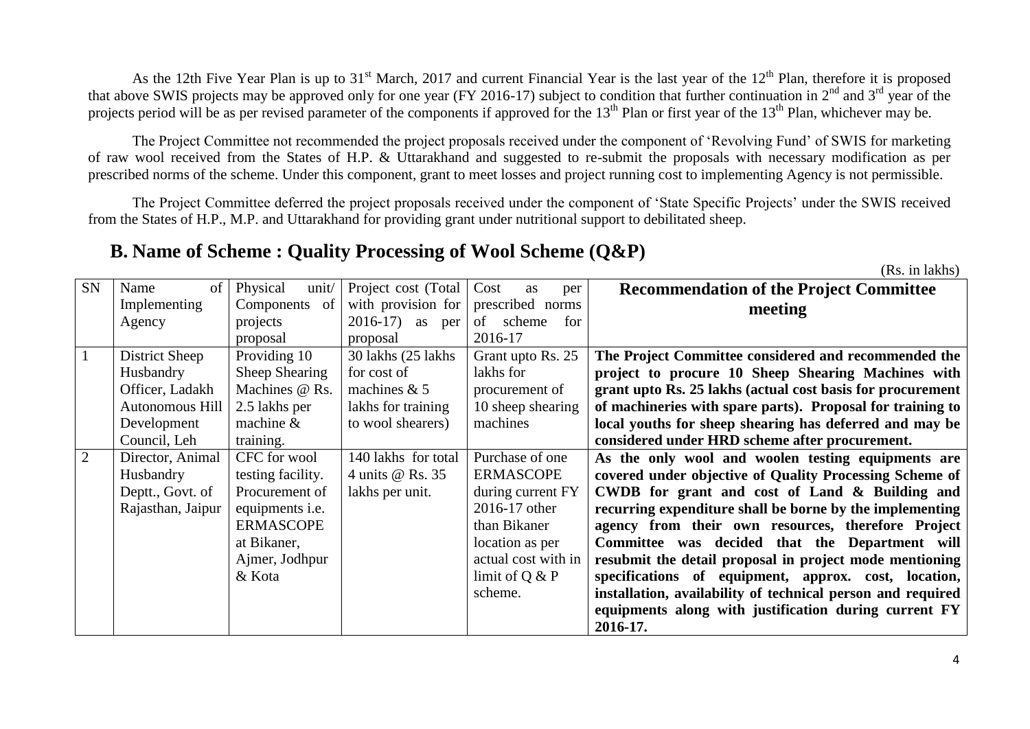As the 12th Five Year Plan is up to 31st March, 2017 and current Financial Year is the last year of the 12th Plan, therefore it is proposed that above SWIS projects may be approved only for one year (FY 2016-17) subject to condition that further continuation in 2nd and 3rd year of the projects period will be as per revised parameter of the components if approved for the 13th Plan or first year of the 13th Plan, whichever may be.

The Project Committee not recommended the project proposals received under the component of 'Revolving Fund' of SWIS for marketing of raw wool received from the States of H.P. & Uttarakhand and suggested to re-submit the proposals with necessary modification as per prescribed norms of the scheme. Under this component, grant to meet losses and project running cost to implementing Agency is not permissible.

The Project Committee deferred the project proposals received under the component of 'State Specific Projects' under the SWIS received from the States of H.P., M.P. and Uttarakhand for providing grant under nutritional support to debilitated sheep.

## B. Name of Scheme : Quality Processing of Wool Scheme (Q&P)

(Rs. in lakhs)

| SN | Name of Implementing Agency | Physical unit/ Components of projects proposal | Project cost (Total with provision for 2016-17) as per proposal | Cost as per prescribed norms of scheme for 2016-17 | Recommendation of the Project Committee meeting |
|---|---|---|---|---|---|
| 1 | District Sheep Husbandry Officer, Ladakh Autonomous Hill Development Council, Leh | Providing 10 Sheep Shearing Machines @ Rs. 2.5 lakhs per machine & training. | 30 lakhs (25 lakhs for cost of machines & 5 lakhs for training to wool shearers) | Grant upto Rs. 25 lakhs for procurement of 10 sheep shearing machines | **The Project Committee considered and recommended the project to procure 10 Sheep Shearing Machines with grant upto Rs. 25 lakhs (actual cost basis for procurement of machineries with spare parts). Proposal for training to local youths for sheep shearing has deferred and may be considered under HRD scheme after procurement.** |
| 2 | Director, Animal Husbandry Deptt., Govt. of Rajasthan, Jaipur | CFC for wool testing facility. Procurement of equipments i.e. ERMASCOPE at Bikaner, Ajmer, Jodhpur & Kota | 140 lakhs for total 4 units @ Rs. 35 lakhs per unit. | Purchase of one ERMASCOPE during current FY 2016-17 other than Bikaner location as per actual cost with in limit of Q & P scheme. | **As the only wool and woolen testing equipments are covered under objective of Quality Processing Scheme of CWDB for grant and cost of Land & Building and recurring expenditure shall be borne by the implementing agency from their own resources, therefore Project Committee was decided that the Department will resubmit the detail proposal in project mode mentioning specifications of equipment, approx. cost, location, installation, availability of technical person and required equipments along with justification during current FY 2016-17.** |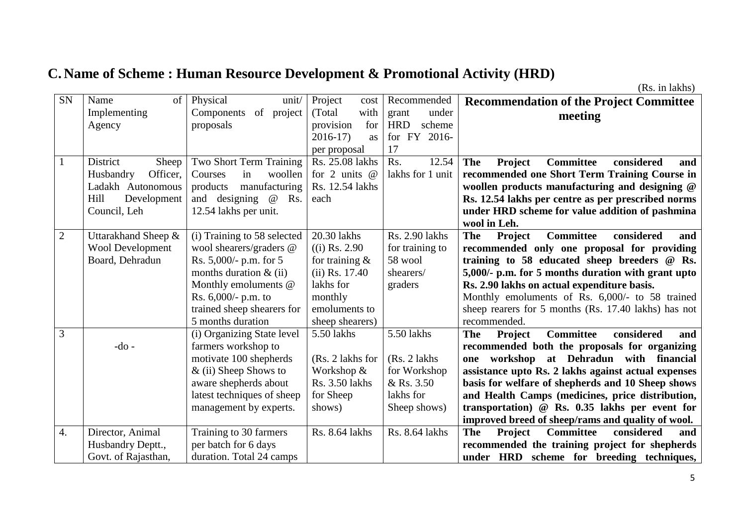## C. Name of Scheme : Human Resource Development & Promotional Activity (HRD)

(Rs. in lakhs)

| SN | Name of Implementing Agency | Physical unit/ Components of project proposals | Project cost (Total with provision for 2016-17) as per proposal | Recommended grant under HRD scheme for FY 2016-17 | Recommendation of the Project Committee meeting |
|---|---|---|---|---|---|
| 1 | District Sheep Husbandry Officer, Ladakh Autonomous Hill Development Council, Leh | Two Short Term Training Courses in woollen products manufacturing and designing @ Rs. 12.54 lakhs per unit. | Rs. 25.08 lakhs for 2 units @ Rs. 12.54 lakhs each | Rs. 12.54 lakhs for 1 unit | **The Project Committee considered and recommended one Short Term Training Course in woollen products manufacturing and designing @ Rs. 12.54 lakhs per centre as per prescribed norms under HRD scheme for value addition of pashmina wool in Leh.** |
| 2 | Uttarakhand Sheep & Wool Development Board, Dehradun | (i) Training to 58 selected wool shearers/graders @ Rs. 5,000/- p.m. for 5 months duration & (ii) Monthly emoluments @ Rs. 6,000/- p.m. to trained sheep shearers for 5 months duration | 20.30 lakhs ((i) Rs. 2.90 for training & (ii) Rs. 17.40 lakhs for monthly emoluments to sheep shearers) | Rs. 2.90 lakhs for training to 58 wool shearers/ graders | **The Project Committee considered and recommended only one proposal for providing training to 58 educated sheep breeders @ Rs. 5,000/- p.m. for 5 months duration with grant upto Rs. 2.90 lakhs on actual expenditure basis.** Monthly emoluments of Rs. 6,000/- to 58 trained sheep rearers for 5 months (Rs. 17.40 lakhs) has not recommended. |
| 3 | -do - | (i) Organizing State level farmers workshop to motivate 100 shepherds & (ii) Sheep Shows to aware shepherds about latest techniques of sheep management by experts. | 5.50 lakhs (Rs. 2 lakhs for Workshop & Rs. 3.50 lakhs for Sheep shows) | 5.50 lakhs (Rs. 2 lakhs for Workshop & Rs. 3.50 lakhs for Sheep shows) | **The Project Committee considered and recommended both the proposals for organizing one workshop at Dehradun with financial assistance upto Rs. 2 lakhs against actual expenses basis for welfare of shepherds and 10 Sheep shows and Health Camps (medicines, price distribution, transportation) @ Rs. 0.35 lakhs per event for improved breed of sheep/rams and quality of wool.** |
| 4. | Director, Animal Husbandry Deptt., Govt. of Rajasthan, | Training to 30 farmers per batch for 6 days duration. Total 24 camps | Rs. 8.64 lakhs | Rs. 8.64 lakhs | **The Project Committee considered and recommended the training project for shepherds under HRD scheme for breeding techniques,** |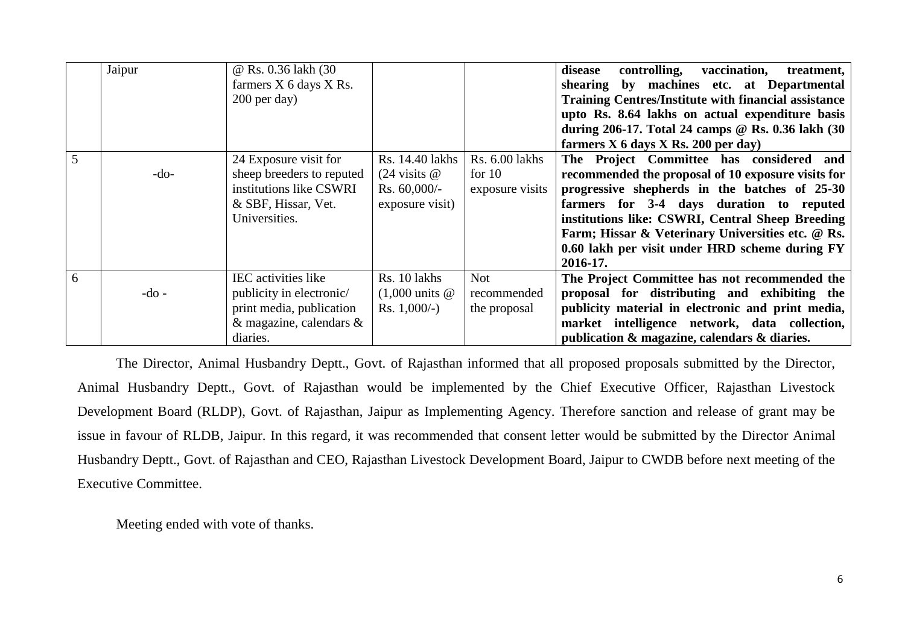| | | | | | |
|---|---|---|---|---|---|
| | Jaipur | @ Rs. 0.36 lakh (30 farmers X 6 days X Rs. 200 per day) | | | **disease controlling, vaccination, treatment, shearing by machines etc. at Departmental Training Centres/Institute with financial assistance upto Rs. 8.64 lakhs on actual expenditure basis during 206-17. Total 24 camps @ Rs. 0.36 lakh (30 farmers X 6 days X Rs. 200 per day)** |
| 5 | -do- | 24 Exposure visit for sheep breeders to reputed institutions like CSWRI & SBF, Hissar, Vet. Universities. | Rs. 14.40 lakhs (24 visits @ Rs. 60,000/- exposure visit) | Rs. 6.00 lakhs for 10 exposure visits | **The Project Committee has considered and recommended the proposal of 10 exposure visits for progressive shepherds in the batches of 25-30 farmers for 3-4 days duration to reputed institutions like: CSWRI, Central Sheep Breeding Farm; Hissar & Veterinary Universities etc. @ Rs. 0.60 lakh per visit under HRD scheme during FY 2016-17.** |
| 6 | -do - | IEC activities like publicity in electronic/ print media, publication & magazine, calendars & diaries. | Rs. 10 lakhs (1,000 units @ Rs. 1,000/-) | Not recommended the proposal | **The Project Committee has not recommended the proposal for distributing and exhibiting the publicity material in electronic and print media, market intelligence network, data collection, publication & magazine, calendars & diaries.** |

The Director, Animal Husbandry Deptt., Govt. of Rajasthan informed that all proposed proposals submitted by the Director, Animal Husbandry Deptt., Govt. of Rajasthan would be implemented by the Chief Executive Officer, Rajasthan Livestock Development Board (RLDP), Govt. of Rajasthan, Jaipur as Implementing Agency. Therefore sanction and release of grant may be issue in favour of RLDB, Jaipur. In this regard, it was recommended that consent letter would be submitted by the Director Animal Husbandry Deptt., Govt. of Rajasthan and CEO, Rajasthan Livestock Development Board, Jaipur to CWDB before next meeting of the Executive Committee.

Meeting ended with vote of thanks.